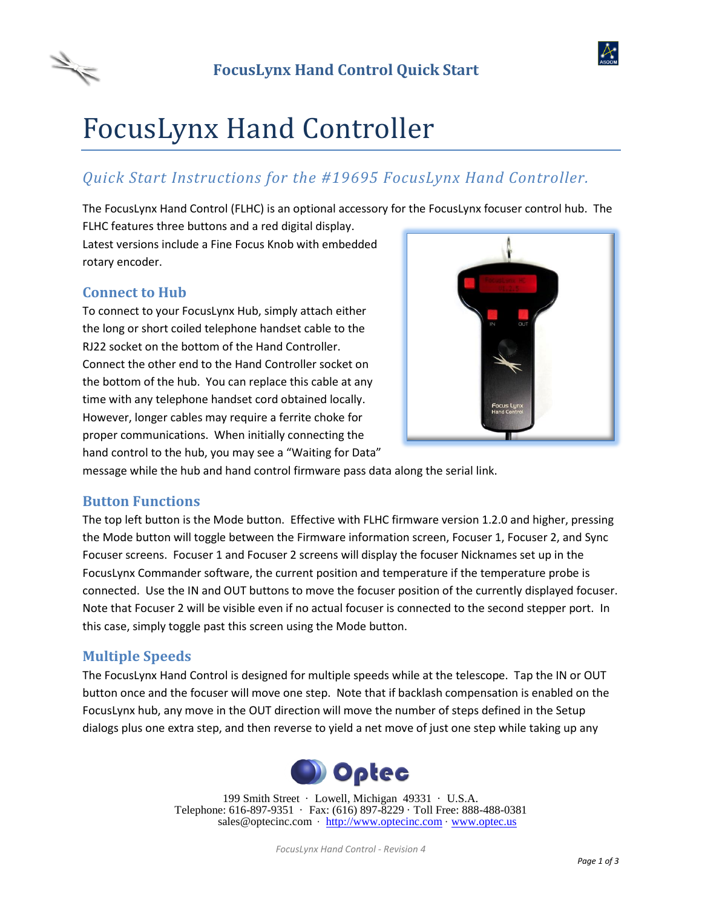# FocusLynx Hand Controller

## *Quick Start Instructions for the #19695 FocusLynx Hand Controller.*

The FocusLynx Hand Control (FLHC) is an optional accessory for the FocusLynx focuser control hub. The FLHC features three buttons and a red digital display. Latest versions include a Fine Focus Knob with embedded rotary encoder.

### Connect to Hub

To connect to your FocusLynx Hub, simply attach either the long or short coiled telephone handset cable to the RJ22 socket on the bottom of the Hand Controller. Connect the other end to the Hand Controller socket on the bottom of the hub. You can replace this cable at any time with any telephone handset cord obtained locally. However, longer cables may require a ferrite choke for proper communications. When initially connecting the hand control to the hub, you may see a "Waiting for Data" message while the hub and hand control firmware pass data along the serial link.

### Button Functions

The top left button is the Mode button. Effective with FLHC firmware version 1.2.0 and higher, pressing the Mode button will toggle between the Firmware information screen, Focuser 1, Focuser 2, and Sync Focuser screens. Focuser 1 and Focuser 2 screens will display the focuser Nicknames set up in the FocusLynx Commander software, the current position and temperature if the temperature probe is connected. Use the IN and OUT buttons to move the focuser position of the currently displayed focuser. Note that Focuser 2 will be visible even if no actual focuser is connected to the second stepper port. In this case, simply toggle past this screen using the Mode button.

### Multiple Speeds

The FocusLynx Hand Control is designed for multiple speeds while at the telescope. Tap the IN or OUT button once and the focuser will move one step. Note that if backlash compensation is enabled on the FocusLynx hub, any move in the OUT direction will move the number of steps defined in the Setup dialogs plus one extra step, and then reverse to yield a net move of just one step while taking up any

199 Smith Street · Lowell, Michigan 49331 · U.S.A.
Telephone: 616-897-9351 · Fax: (616) 897-8229 · Toll Free: 888-488-0381
sales@optecinc.com · http://www.optecinc.com · www.optec.us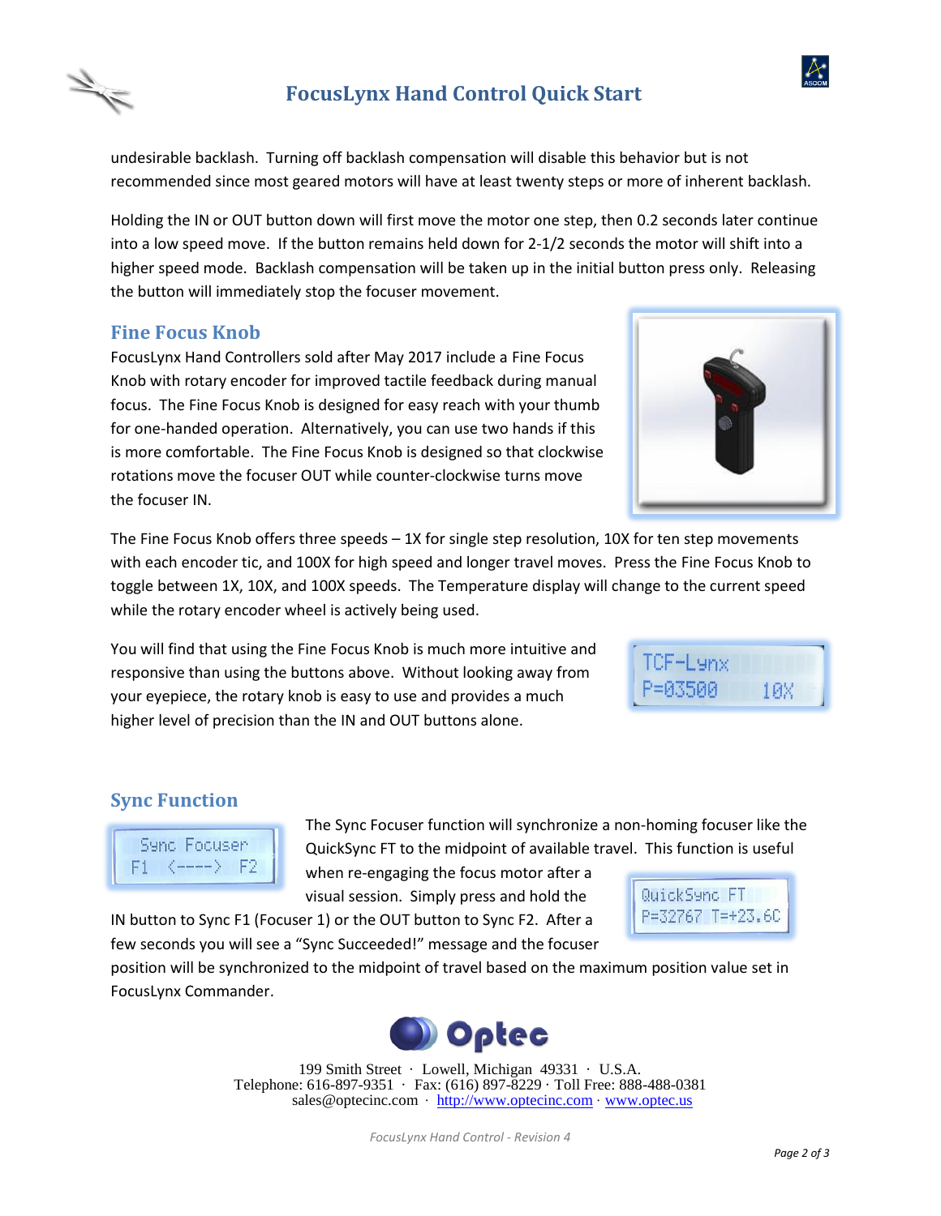undesirable backlash. Turning off backlash compensation will disable this behavior but is not recommended since most geared motors will have at least twenty steps or more of inherent backlash.

Holding the IN or OUT button down will first move the motor one step, then 0.2 seconds later continue into a low speed move. If the button remains held down for 2-1/2 seconds the motor will shift into a higher speed mode. Backlash compensation will be taken up in the initial button press only. Releasing the button will immediately stop the focuser movement.

## Fine Focus Knob

FocusLynx Hand Controllers sold after May 2017 include a Fine Focus Knob with rotary encoder for improved tactile feedback during manual focus. The Fine Focus Knob is designed for easy reach with your thumb for one-handed operation. Alternatively, you can use two hands if this is more comfortable. The Fine Focus Knob is designed so that clockwise rotations move the focuser OUT while counter-clockwise turns move the focuser IN.

The Fine Focus Knob offers three speeds – 1X for single step resolution, 10X for ten step movements with each encoder tic, and 100X for high speed and longer travel moves. Press the Fine Focus Knob to toggle between 1X, 10X, and 100X speeds. The Temperature display will change to the current speed while the rotary encoder wheel is actively being used.

You will find that using the Fine Focus Knob is much more intuitive and responsive than using the buttons above. Without looking away from your eyepiece, the rotary knob is easy to use and provides a much higher level of precision than the IN and OUT buttons alone.

```
TCF-Lynx
P=03500     10X
```

## Sync Function

```
 Sync Focuser
F1  <---->  F2
```

The Sync Focuser function will synchronize a non-homing focuser like the QuickSync FT to the midpoint of available travel. This function is useful when re-engaging the focus motor after a visual session. Simply press and hold the IN button to Sync F1 (Focuser 1) or the OUT button to Sync F2. After a few seconds you will see a "Sync Succeeded!" message and the focuser position will be synchronized to the midpoint of travel based on the maximum position value set in FocusLynx Commander.

```
QuickSync FT
P=32767 T=+23.6C
```

Optec

199 Smith Street · Lowell, Michigan 49331 · U.S.A.
Telephone: 616-897-9351 · Fax: (616) 897-8229 · Toll Free: 888-488-0381
sales@optecinc.com · http://www.optecinc.com · www.optec.us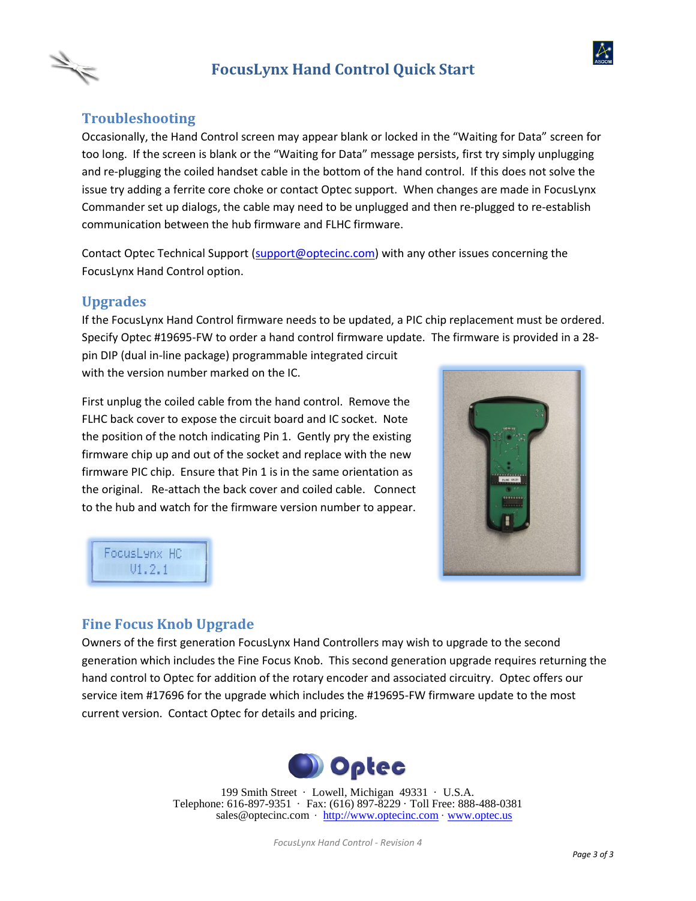## Troubleshooting

Occasionally, the Hand Control screen may appear blank or locked in the "Waiting for Data" screen for too long. If the screen is blank or the "Waiting for Data" message persists, first try simply unplugging and re-plugging the coiled handset cable in the bottom of the hand control. If this does not solve the issue try adding a ferrite core choke or contact Optec support. When changes are made in FocusLynx Commander set up dialogs, the cable may need to be unplugged and then re-plugged to re-establish communication between the hub firmware and FLHC firmware.

Contact Optec Technical Support (support@optecinc.com) with any other issues concerning the FocusLynx Hand Control option.

## Upgrades

If the FocusLynx Hand Control firmware needs to be updated, a PIC chip replacement must be ordered. Specify Optec #19695-FW to order a hand control firmware update. The firmware is provided in a 28-pin DIP (dual in-line package) programmable integrated circuit with the version number marked on the IC.

First unplug the coiled cable from the hand control. Remove the FLHC back cover to expose the circuit board and IC socket. Note the position of the notch indicating Pin 1. Gently pry the existing firmware chip up and out of the socket and replace with the new firmware PIC chip. Ensure that Pin 1 is in the same orientation as the original. Re-attach the back cover and coiled cable. Connect to the hub and watch for the firmware version number to appear.

FocusLynx HC
V1.2.1

## Fine Focus Knob Upgrade

Owners of the first generation FocusLynx Hand Controllers may wish to upgrade to the second generation which includes the Fine Focus Knob. This second generation upgrade requires returning the hand control to Optec for addition of the rotary encoder and associated circuitry. Optec offers our service item #17696 for the upgrade which includes the #19695-FW firmware update to the most current version. Contact Optec for details and pricing.

Optec

199 Smith Street · Lowell, Michigan 49331 · U.S.A.
Telephone: 616-897-9351 · Fax: (616) 897-8229 · Toll Free: 888-488-0381
sales@optecinc.com · http://www.optecinc.com · www.optec.us